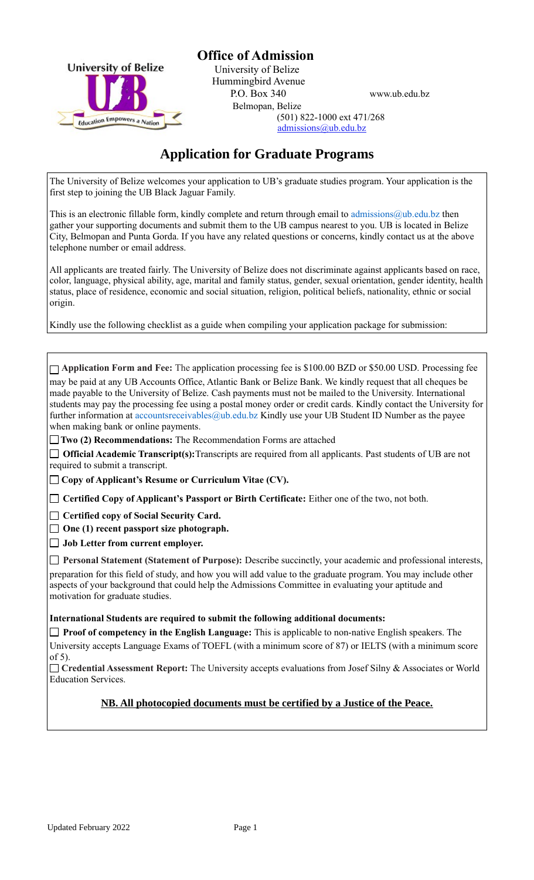# Office of Admission

University of Belize
Hummingbird Avenue
P.O. Box 340
Belmopan, Belize
(501) 822-1000 ext 471/268
admissions@ub.edu.bz
www.ub.edu.bz

## Application for Graduate Programs

The University of Belize welcomes your application to UB's graduate studies program. Your application is the first step to joining the UB Black Jaguar Family.

This is an electronic fillable form, kindly complete and return through email to admissions@ub.edu.bz then gather your supporting documents and submit them to the UB campus nearest to you. UB is located in Belize City, Belmopan and Punta Gorda. If you have any related questions or concerns, kindly contact us at the above telephone number or email address.

All applicants are treated fairly. The University of Belize does not discriminate against applicants based on race, color, language, physical ability, age, marital and family status, gender, sexual orientation, gender identity, health status, place of residence, economic and social situation, religion, political beliefs, nationality, ethnic or social origin.

Kindly use the following checklist as a guide when compiling your application package for submission:

- ☐ **Application Form and Fee:** The application processing fee is \$100.00 BZD or \$50.00 USD. Processing fee may be paid at any UB Accounts Office, Atlantic Bank or Belize Bank. We kindly request that all cheques be made payable to the University of Belize. Cash payments must not be mailed to the University. International students may pay the processing fee using a postal money order or credit cards. Kindly contact the University for further information at accountsreceivables@ub.edu.bz Kindly use your UB Student ID Number as the payee when making bank or online payments.
- ☐ **Two (2) Recommendations:** The Recommendation Forms are attached
- ☐ **Official Academic Transcript(s):** Transcripts are required from all applicants. Past students of UB are not required to submit a transcript.
- ☐ **Copy of Applicant's Resume or Curriculum Vitae (CV).**
- ☐ **Certified Copy of Applicant's Passport or Birth Certificate:** Either one of the two, not both.
- ☐ **Certified copy of Social Security Card.**
- ☐ **One (1) recent passport size photograph.**
- ☐ **Job Letter from current employer.**
- ☐ **Personal Statement (Statement of Purpose):** Describe succinctly, your academic and professional interests, preparation for this field of study, and how you will add value to the graduate program. You may include other aspects of your background that could help the Admissions Committee in evaluating your aptitude and motivation for graduate studies.

**International Students are required to submit the following additional documents:**

- ☐ **Proof of competency in the English Language:** This is applicable to non-native English speakers. The University accepts Language Exams of TOEFL (with a minimum score of 87) or IELTS (with a minimum score of 5).
- ☐ **Credential Assessment Report:** The University accepts evaluations from Josef Silny & Associates or World Education Services.

**NB. All photocopied documents must be certified by a Justice of the Peace.**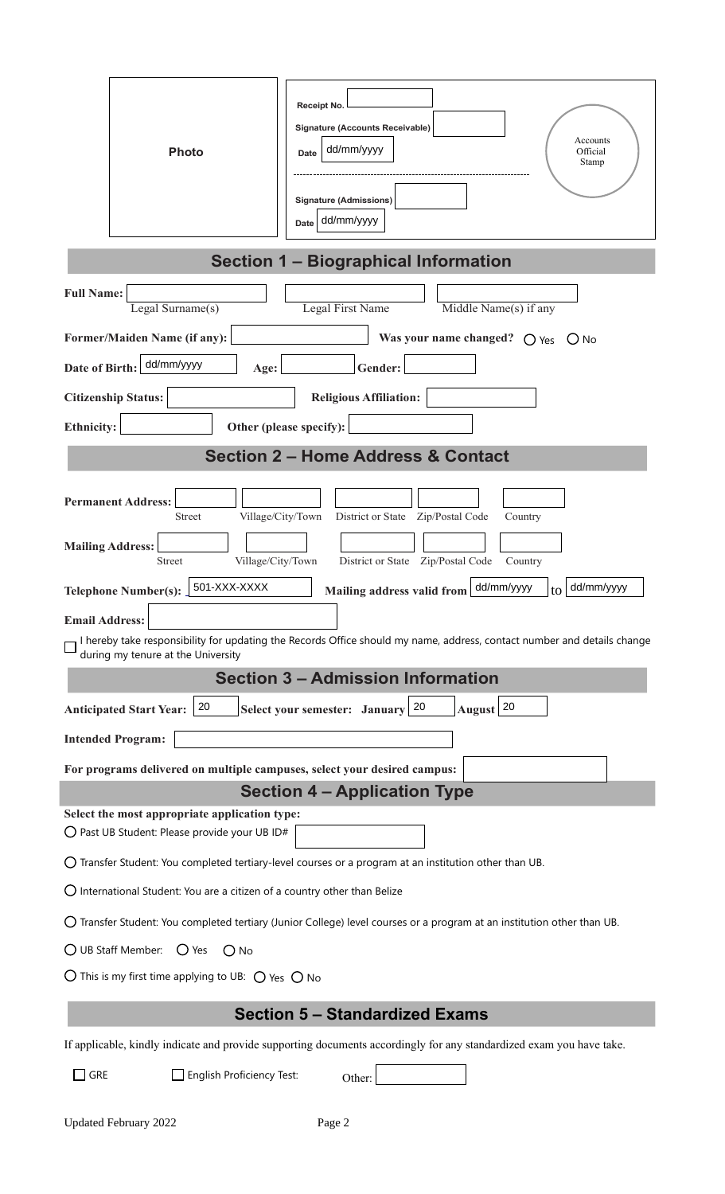| Photo | Receipt No. |
|---|---|
| | Signature (Accounts Receivable) |
| | Date dd/mm/yyyy |
| | Signature (Admissions) |
| | Date dd/mm/yyyy |

Accounts Official Stamp

## Section 1 – Biographical Information

**Full Name:** Legal Surname(s) Legal First Name Middle Name(s) if any

**Former/Maiden Name (if any):** **Was your name changed?** ◯ Yes ◯ No

**Date of Birth:** dd/mm/yyyy **Age:** **Gender:**

**Citizenship Status:** **Religious Affiliation:**

**Ethnicity:** **Other (please specify):**

## Section 2 – Home Address & Contact

**Permanent Address:** Street Village/City/Town District or State Zip/Postal Code Country

**Mailing Address:** Street Village/City/Town District or State Zip/Postal Code Country

**Telephone Number(s):** 501-XXX-XXXX **Mailing address valid from** dd/mm/yyyy to dd/mm/yyyy

**Email Address:**

☐ I hereby take responsibility for updating the Records Office should my name, address, contact number and details change during my tenure at the University

## Section 3 – Admission Information

**Anticipated Start Year:** 20 **Select your semester: January** 20 **August** 20

**Intended Program:**

**For programs delivered on multiple campuses, select your desired campus:**

## Section 4 – Application Type

**Select the most appropriate application type:**

◯ Past UB Student: Please provide your UB ID#

◯ Transfer Student: You completed tertiary-level courses or a program at an institution other than UB.

◯ International Student: You are a citizen of a country other than Belize

◯ Transfer Student: You completed tertiary (Junior College) level courses or a program at an institution other than UB.

◯ UB Staff Member: ◯ Yes ◯ No

◯ This is my first time applying to UB: ◯ Yes ◯ No

## Section 5 – Standardized Exams

If applicable, kindly indicate and provide supporting documents accordingly for any standardized exam you have take.

☐ GRE ☐ English Proficiency Test: Other:

Updated February 2022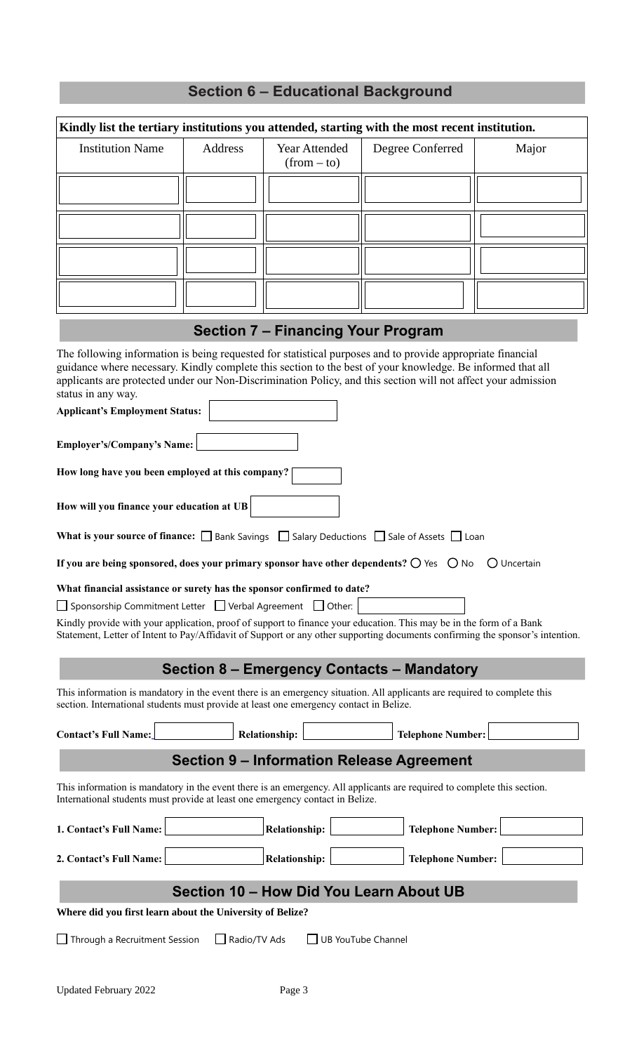## Section 6 – Educational Background

**Kindly list the tertiary institutions you attended, starting with the most recent institution.**

| Institution Name | Address | Year Attended (from – to) | Degree Conferred | Major |
|---|---|---|---|---|
| | | | | |
| | | | | |
| | | | | |
| | | | | |

## Section 7 – Financing Your Program

The following information is being requested for statistical purposes and to provide appropriate financial guidance where necessary. Kindly complete this section to the best of your knowledge. Be informed that all applicants are protected under our Non-Discrimination Policy, and this section will not affect your admission status in any way.

**Applicant's Employment Status:**

**Employer's/Company's Name:**

**How long have you been employed at this company?**

**How will you finance your education at UB**

**What is your source of finance:** ☐ Bank Savings ☐ Salary Deductions ☐ Sale of Assets ☐ Loan

**If you are being sponsored, does your primary sponsor have other dependents?** ○ Yes ○ No ○ Uncertain

**What financial assistance or surety has the sponsor confirmed to date?**

☐ Sponsorship Commitment Letter ☐ Verbal Agreement ☐ Other:

Kindly provide with your application, proof of support to finance your education. This may be in the form of a Bank Statement, Letter of Intent to Pay/Affidavit of Support or any other supporting documents confirming the sponsor's intention.

## Section 8 – Emergency Contacts – Mandatory

This information is mandatory in the event there is an emergency situation. All applicants are required to complete this section. International students must provide at least one emergency contact in Belize.

**Contact's Full Name:** **Relationship:** **Telephone Number:**

## Section 9 – Information Release Agreement

This information is mandatory in the event there is an emergency. All applicants are required to complete this section. International students must provide at least one emergency contact in Belize.

**1. Contact's Full Name:** **Relationship:** **Telephone Number:**

**2. Contact's Full Name:** **Relationship:** **Telephone Number:**

## Section 10 – How Did You Learn About UB

**Where did you first learn about the University of Belize?**

☐ Through a Recruitment Session ☐ Radio/TV Ads ☐ UB YouTube Channel

Updated February 2022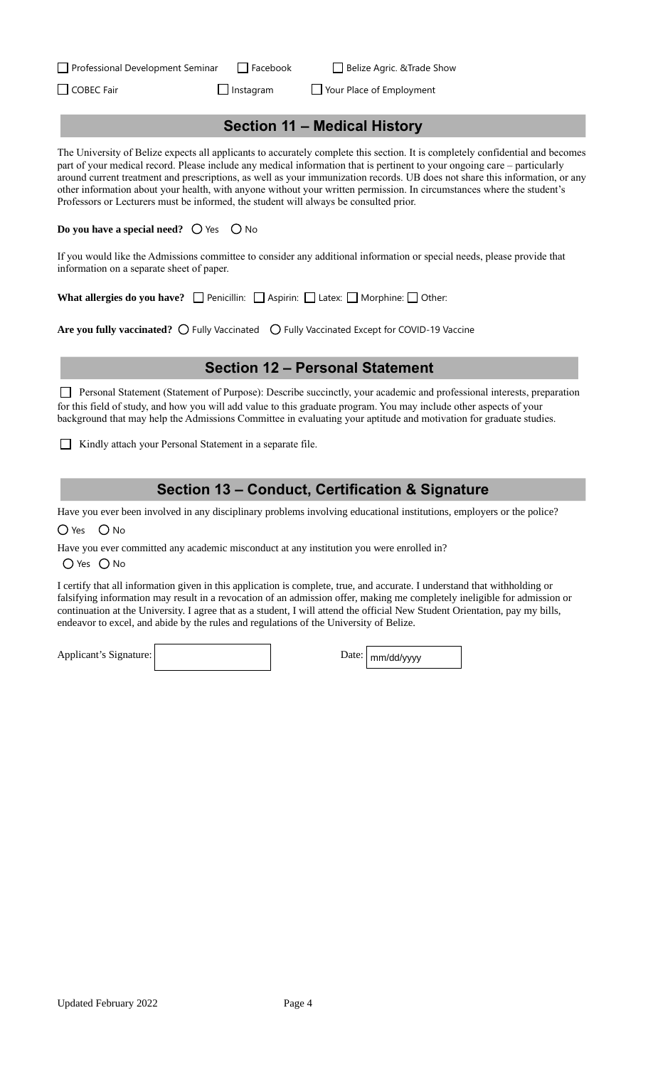☐ Professional Development Seminar ☐ Facebook ☐ Belize Agric. &Trade Show

☐ COBEC Fair ☐ Instagram ☐ Your Place of Employment

## Section 11 – Medical History

The University of Belize expects all applicants to accurately complete this section. It is completely confidential and becomes part of your medical record. Please include any medical information that is pertinent to your ongoing care – particularly around current treatment and prescriptions, as well as your immunization records. UB does not share this information, or any other information about your health, with anyone without your written permission. In circumstances where the student's Professors or Lecturers must be informed, the student will always be consulted prior.

**Do you have a special need?** ○ Yes ○ No

If you would like the Admissions committee to consider any additional information or special needs, please provide that information on a separate sheet of paper.

**What allergies do you have?** ☐ Penicillin: ☐ Aspirin: ☐ Latex: ☐ Morphine: ☐ Other:

**Are you fully vaccinated?** ○ Fully Vaccinated ○ Fully Vaccinated Except for COVID-19 Vaccine

## Section 12 – Personal Statement

☐ Personal Statement (Statement of Purpose): Describe succinctly, your academic and professional interests, preparation for this field of study, and how you will add value to this graduate program. You may include other aspects of your background that may help the Admissions Committee in evaluating your aptitude and motivation for graduate studies.

☐ Kindly attach your Personal Statement in a separate file.

## Section 13 – Conduct, Certification & Signature

Have you ever been involved in any disciplinary problems involving educational institutions, employers or the police?

○ Yes ○ No

Have you ever committed any academic misconduct at any institution you were enrolled in?

○ Yes ○ No

I certify that all information given in this application is complete, true, and accurate. I understand that withholding or falsifying information may result in a revocation of an admission offer, making me completely ineligible for admission or continuation at the University. I agree that as a student, I will attend the official New Student Orientation, pay my bills, endeavor to excel, and abide by the rules and regulations of the University of Belize.

Applicant's Signature: ____________ Date: mm/dd/yyyy

Updated February 2022